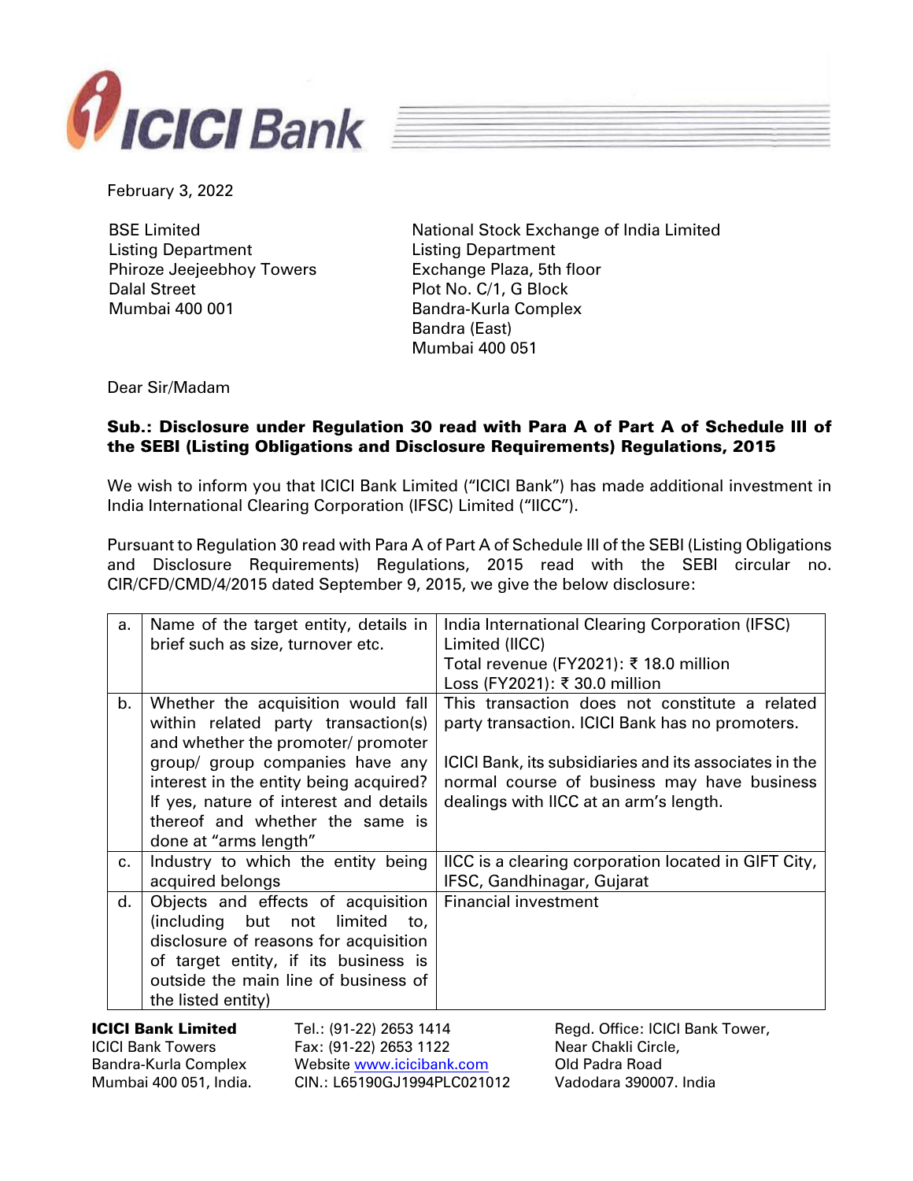February 3, 2022

BSE Limited
Listing Department
Phiroze Jeejeebhoy Towers
Dalal Street
Mumbai 400 001

National Stock Exchange of India Limited
Listing Department
Exchange Plaza, 5th floor
Plot No. C/1, G Block
Bandra-Kurla Complex
Bandra (East)
Mumbai 400 051

Dear Sir/Madam

**Sub.: Disclosure under Regulation 30 read with Para A of Part A of Schedule III of the SEBI (Listing Obligations and Disclosure Requirements) Regulations, 2015**

We wish to inform you that ICICI Bank Limited ("ICICI Bank") has made additional investment in India International Clearing Corporation (IFSC) Limited ("IICC").

Pursuant to Regulation 30 read with Para A of Part A of Schedule III of the SEBI (Listing Obligations and Disclosure Requirements) Regulations, 2015 read with the SEBI circular no. CIR/CFD/CMD/4/2015 dated September 9, 2015, we give the below disclosure:

| | | |
|---|---|---|
| a. | Name of the target entity, details in brief such as size, turnover etc. | India International Clearing Corporation (IFSC) Limited (IICC)<br>Total revenue (FY2021): ₹ 18.0 million<br>Loss (FY2021): ₹ 30.0 million |
| b. | Whether the acquisition would fall within related party transaction(s) and whether the promoter/ promoter group/ group companies have any interest in the entity being acquired? If yes, nature of interest and details thereof and whether the same is done at "arms length" | This transaction does not constitute a related party transaction. ICICI Bank has no promoters.<br><br>ICICI Bank, its subsidiaries and its associates in the normal course of business may have business dealings with IICC at an arm's length. |
| c. | Industry to which the entity being acquired belongs | IICC is a clearing corporation located in GIFT City, IFSC, Gandhinagar, Gujarat |
| d. | Objects and effects of acquisition (including but not limited to, disclosure of reasons for acquisition of target entity, if its business is outside the main line of business of the listed entity) | Financial investment |

**ICICI Bank Limited**
ICICI Bank Towers
Bandra-Kurla Complex
Mumbai 400 051, India.

Tel.: (91-22) 2653 1414
Fax: (91-22) 2653 1122
Website www.icicibank.com
CIN.: L65190GJ1994PLC021012

Regd. Office: ICICI Bank Tower,
Near Chakli Circle,
Old Padra Road
Vadodara 390007. India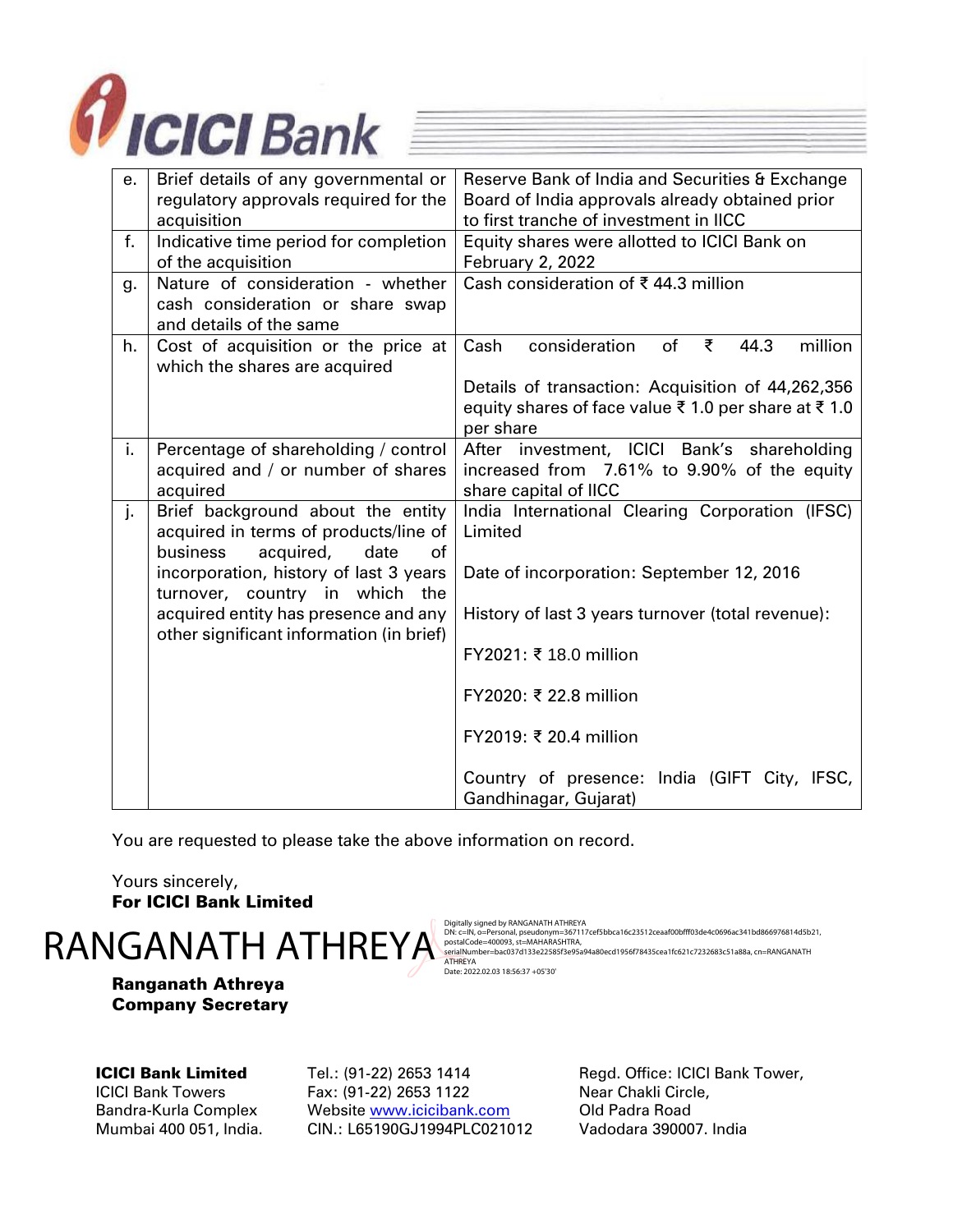| | | |
|---|---|---|
| e. | Brief details of any governmental or regulatory approvals required for the acquisition | Reserve Bank of India and Securities & Exchange Board of India approvals already obtained prior to first tranche of investment in IICC |
| f. | Indicative time period for completion of the acquisition | Equity shares were allotted to ICICI Bank on February 2, 2022 |
| g. | Nature of consideration - whether cash consideration or share swap and details of the same | Cash consideration of ₹ 44.3 million |
| h. | Cost of acquisition or the price at which the shares are acquired | Cash consideration of ₹ 44.3 million<br><br>Details of transaction: Acquisition of 44,262,356 equity shares of face value ₹ 1.0 per share at ₹ 1.0 per share |
| i. | Percentage of shareholding / control acquired and / or number of shares acquired | After investment, ICICI Bank's shareholding increased from 7.61% to 9.90% of the equity share capital of IICC |
| j. | Brief background about the entity acquired in terms of products/line of business acquired, date of incorporation, history of last 3 years turnover, country in which the acquired entity has presence and any other significant information (in brief) | India International Clearing Corporation (IFSC) Limited<br><br>Date of incorporation: September 12, 2016<br><br>History of last 3 years turnover (total revenue):<br><br>FY2021: ₹ 18.0 million<br><br>FY2020: ₹ 22.8 million<br><br>FY2019: ₹ 20.4 million<br><br>Country of presence: India (GIFT City, IFSC, Gandhinagar, Gujarat) |

You are requested to please take the above information on record.

Yours sincerely,
**For ICICI Bank Limited**

RANGANATH ATHREYA

Digitally signed by RANGANATH ATHREYA
DN: c=IN, o=Personal, pseudonym=367117cef5bbca16c23512ceaaf00bfff03de4c0696ac341bd866976814d5b21, postalCode=400093, st=MAHARASHTRA, serialNumber=bac037d133e22585f3e95a94a80ecd1956f78435cea1fc621c7232683c51a88a, cn=RANGANATH ATHREYA
Date: 2022.02.03 18:56:37 +05'30'

**Ranganath Athreya**
**Company Secretary**

**ICICI Bank Limited**
ICICI Bank Towers
Bandra-Kurla Complex
Mumbai 400 051, India.

Tel.: (91-22) 2653 1414
Fax: (91-22) 2653 1122
Website www.icicibank.com
CIN.: L65190GJ1994PLC021012

Regd. Office: ICICI Bank Tower,
Near Chakli Circle,
Old Padra Road
Vadodara 390007. India